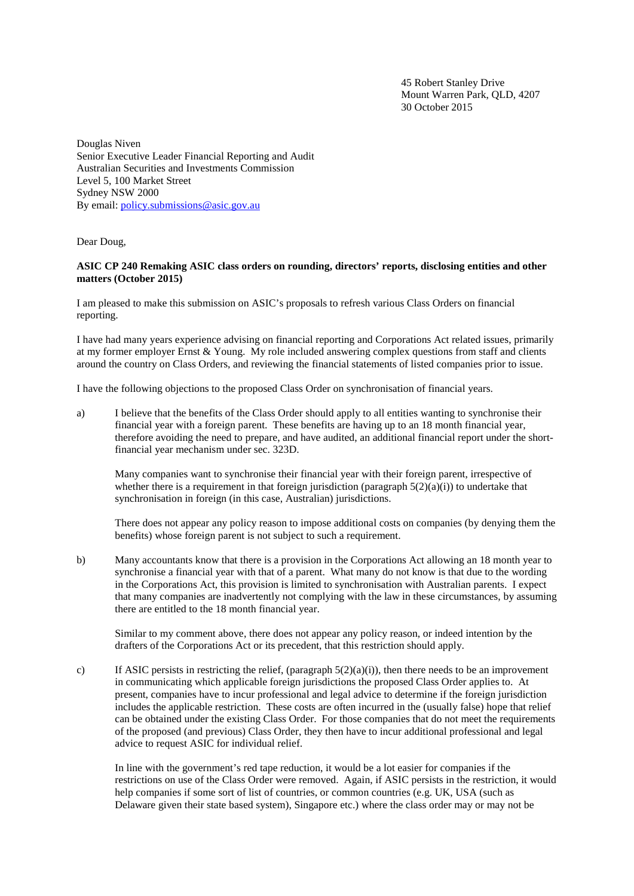45 Robert Stanley Drive
Mount Warren Park, QLD, 4207
30 October 2015

Douglas Niven
Senior Executive Leader Financial Reporting and Audit
Australian Securities and Investments Commission
Level 5, 100 Market Street
Sydney NSW 2000
By email: policy.submissions@asic.gov.au

Dear Doug,

**ASIC CP 240 Remaking ASIC class orders on rounding, directors' reports, disclosing entities and other matters (October 2015)**

I am pleased to make this submission on ASIC's proposals to refresh various Class Orders on financial reporting.

I have had many years experience advising on financial reporting and Corporations Act related issues, primarily at my former employer Ernst & Young. My role included answering complex questions from staff and clients around the country on Class Orders, and reviewing the financial statements of listed companies prior to issue.

I have the following objections to the proposed Class Order on synchronisation of financial years.

a) I believe that the benefits of the Class Order should apply to all entities wanting to synchronise their financial year with a foreign parent. These benefits are having up to an 18 month financial year, therefore avoiding the need to prepare, and have audited, an additional financial report under the short-financial year mechanism under sec. 323D.

   Many companies want to synchronise their financial year with their foreign parent, irrespective of whether there is a requirement in that foreign jurisdiction (paragraph 5(2)(a)(i)) to undertake that synchronisation in foreign (in this case, Australian) jurisdictions.

   There does not appear any policy reason to impose additional costs on companies (by denying them the benefits) whose foreign parent is not subject to such a requirement.

b) Many accountants know that there is a provision in the Corporations Act allowing an 18 month year to synchronise a financial year with that of a parent. What many do not know is that due to the wording in the Corporations Act, this provision is limited to synchronisation with Australian parents. I expect that many companies are inadvertently not complying with the law in these circumstances, by assuming there are entitled to the 18 month financial year.

   Similar to my comment above, there does not appear any policy reason, or indeed intention by the drafters of the Corporations Act or its precedent, that this restriction should apply.

c) If ASIC persists in restricting the relief, (paragraph 5(2)(a)(i)), then there needs to be an improvement in communicating which applicable foreign jurisdictions the proposed Class Order applies to. At present, companies have to incur professional and legal advice to determine if the foreign jurisdiction includes the applicable restriction. These costs are often incurred in the (usually false) hope that relief can be obtained under the existing Class Order. For those companies that do not meet the requirements of the proposed (and previous) Class Order, they then have to incur additional professional and legal advice to request ASIC for individual relief.

   In line with the government's red tape reduction, it would be a lot easier for companies if the restrictions on use of the Class Order were removed. Again, if ASIC persists in the restriction, it would help companies if some sort of list of countries, or common countries (e.g. UK, USA (such as Delaware given their state based system), Singapore etc.) where the class order may or may not be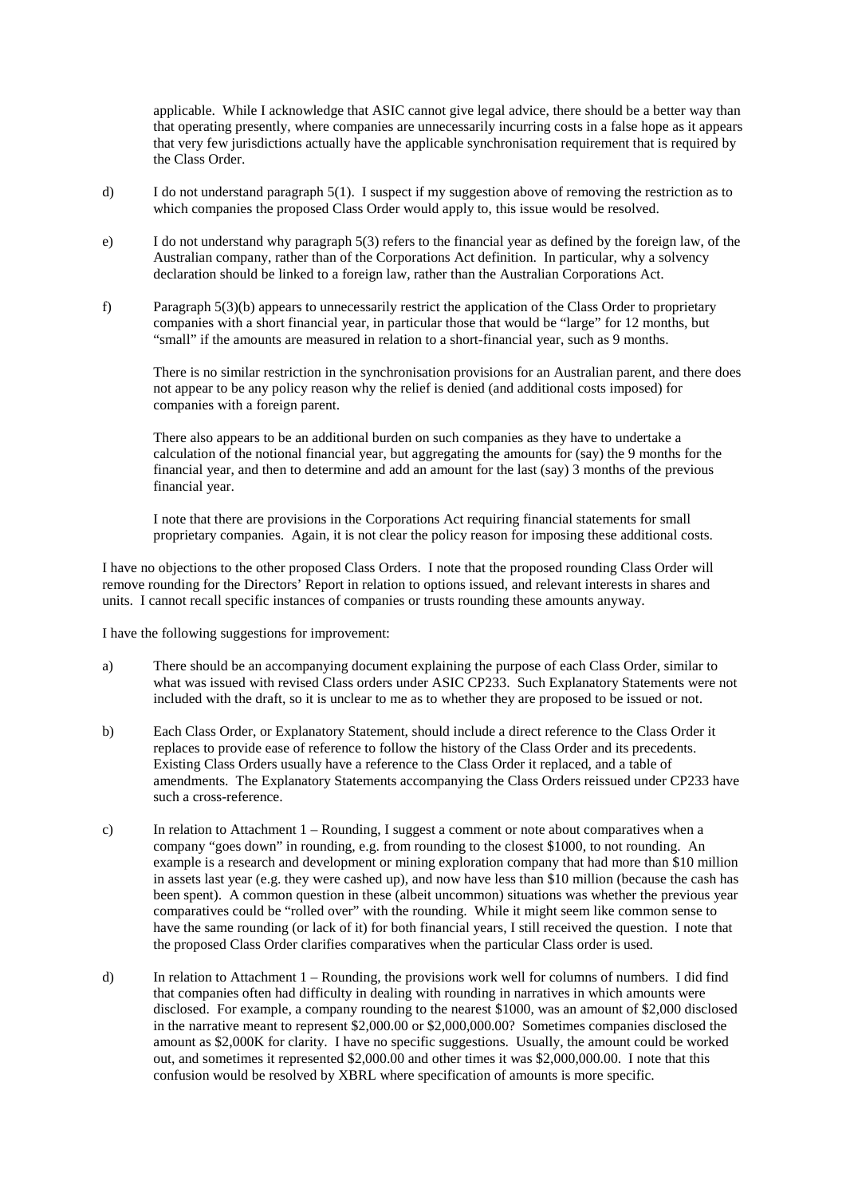applicable. While I acknowledge that ASIC cannot give legal advice, there should be a better way than that operating presently, where companies are unnecessarily incurring costs in a false hope as it appears that very few jurisdictions actually have the applicable synchronisation requirement that is required by the Class Order.

d) I do not understand paragraph 5(1). I suspect if my suggestion above of removing the restriction as to which companies the proposed Class Order would apply to, this issue would be resolved.

e) I do not understand why paragraph 5(3) refers to the financial year as defined by the foreign law, of the Australian company, rather than of the Corporations Act definition. In particular, why a solvency declaration should be linked to a foreign law, rather than the Australian Corporations Act.

f) Paragraph 5(3)(b) appears to unnecessarily restrict the application of the Class Order to proprietary companies with a short financial year, in particular those that would be "large" for 12 months, but "small" if the amounts are measured in relation to a short-financial year, such as 9 months.

   There is no similar restriction in the synchronisation provisions for an Australian parent, and there does not appear to be any policy reason why the relief is denied (and additional costs imposed) for companies with a foreign parent.

   There also appears to be an additional burden on such companies as they have to undertake a calculation of the notional financial year, but aggregating the amounts for (say) the 9 months for the financial year, and then to determine and add an amount for the last (say) 3 months of the previous financial year.

   I note that there are provisions in the Corporations Act requiring financial statements for small proprietary companies. Again, it is not clear the policy reason for imposing these additional costs.

I have no objections to the other proposed Class Orders. I note that the proposed rounding Class Order will remove rounding for the Directors' Report in relation to options issued, and relevant interests in shares and units. I cannot recall specific instances of companies or trusts rounding these amounts anyway.

I have the following suggestions for improvement:

a) There should be an accompanying document explaining the purpose of each Class Order, similar to what was issued with revised Class orders under ASIC CP233. Such Explanatory Statements were not included with the draft, so it is unclear to me as to whether they are proposed to be issued or not.

b) Each Class Order, or Explanatory Statement, should include a direct reference to the Class Order it replaces to provide ease of reference to follow the history of the Class Order and its precedents. Existing Class Orders usually have a reference to the Class Order it replaced, and a table of amendments. The Explanatory Statements accompanying the Class Orders reissued under CP233 have such a cross-reference.

c) In relation to Attachment 1 – Rounding, I suggest a comment or note about comparatives when a company "goes down" in rounding, e.g. from rounding to the closest \$1000, to not rounding. An example is a research and development or mining exploration company that had more than \$10 million in assets last year (e.g. they were cashed up), and now have less than \$10 million (because the cash has been spent). A common question in these (albeit uncommon) situations was whether the previous year comparatives could be "rolled over" with the rounding. While it might seem like common sense to have the same rounding (or lack of it) for both financial years, I still received the question. I note that the proposed Class Order clarifies comparatives when the particular Class order is used.

d) In relation to Attachment 1 – Rounding, the provisions work well for columns of numbers. I did find that companies often had difficulty in dealing with rounding in narratives in which amounts were disclosed. For example, a company rounding to the nearest \$1000, was an amount of \$2,000 disclosed in the narrative meant to represent \$2,000.00 or \$2,000,000.00? Sometimes companies disclosed the amount as \$2,000K for clarity. I have no specific suggestions. Usually, the amount could be worked out, and sometimes it represented \$2,000.00 and other times it was \$2,000,000.00. I note that this confusion would be resolved by XBRL where specification of amounts is more specific.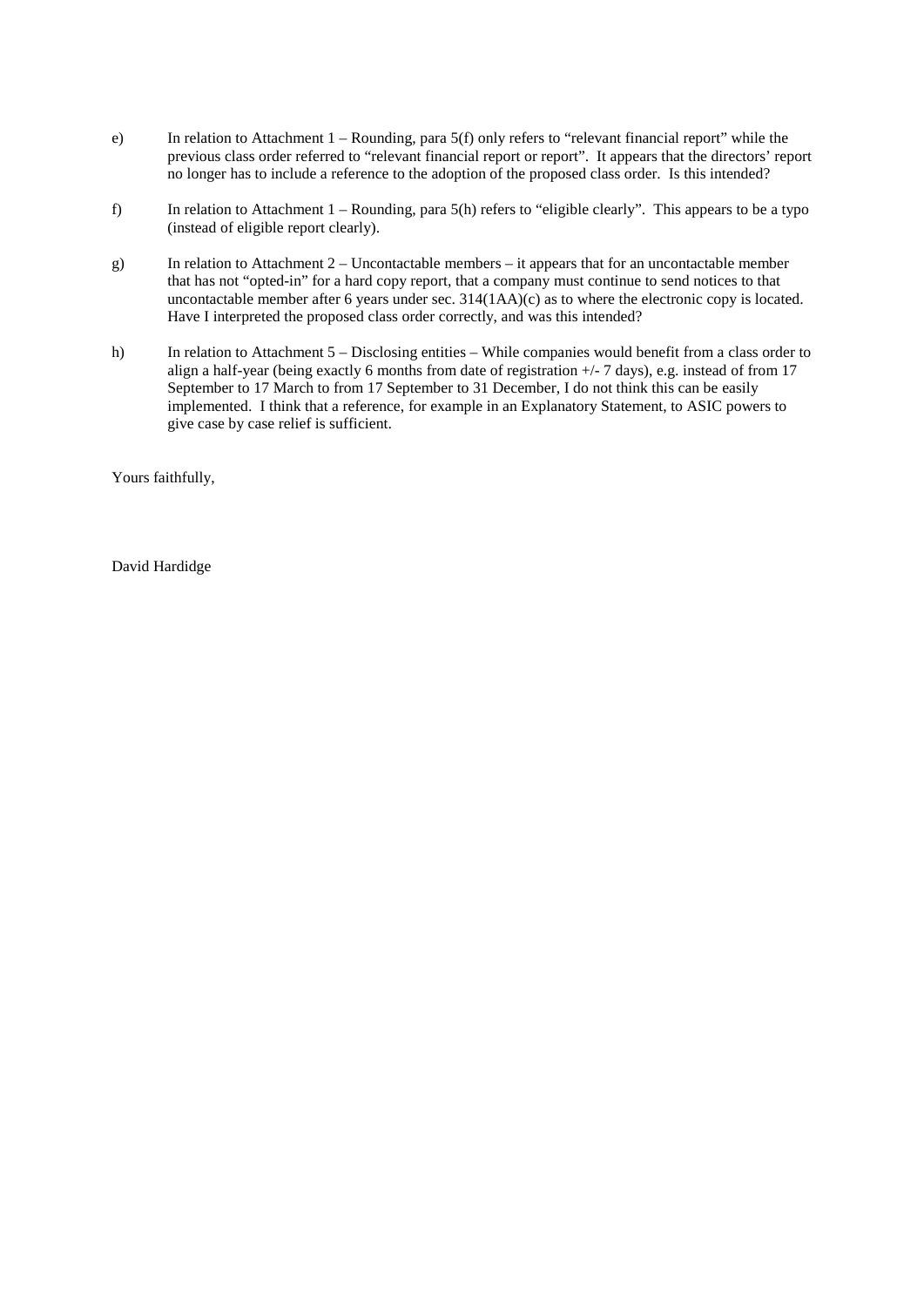e) In relation to Attachment 1 – Rounding, para 5(f) only refers to “relevant financial report” while the previous class order referred to “relevant financial report or report”. It appears that the directors’ report no longer has to include a reference to the adoption of the proposed class order. Is this intended?

f) In relation to Attachment 1 – Rounding, para 5(h) refers to “eligible clearly”. This appears to be a typo (instead of eligible report clearly).

g) In relation to Attachment 2 – Uncontactable members – it appears that for an uncontactable member that has not “opted-in” for a hard copy report, that a company must continue to send notices to that uncontactable member after 6 years under sec. 314(1AA)(c) as to where the electronic copy is located. Have I interpreted the proposed class order correctly, and was this intended?

h) In relation to Attachment 5 – Disclosing entities – While companies would benefit from a class order to align a half-year (being exactly 6 months from date of registration +/- 7 days), e.g. instead of from 17 September to 17 March to from 17 September to 31 December, I do not think this can be easily implemented. I think that a reference, for example in an Explanatory Statement, to ASIC powers to give case by case relief is sufficient.

Yours faithfully,

David Hardidge